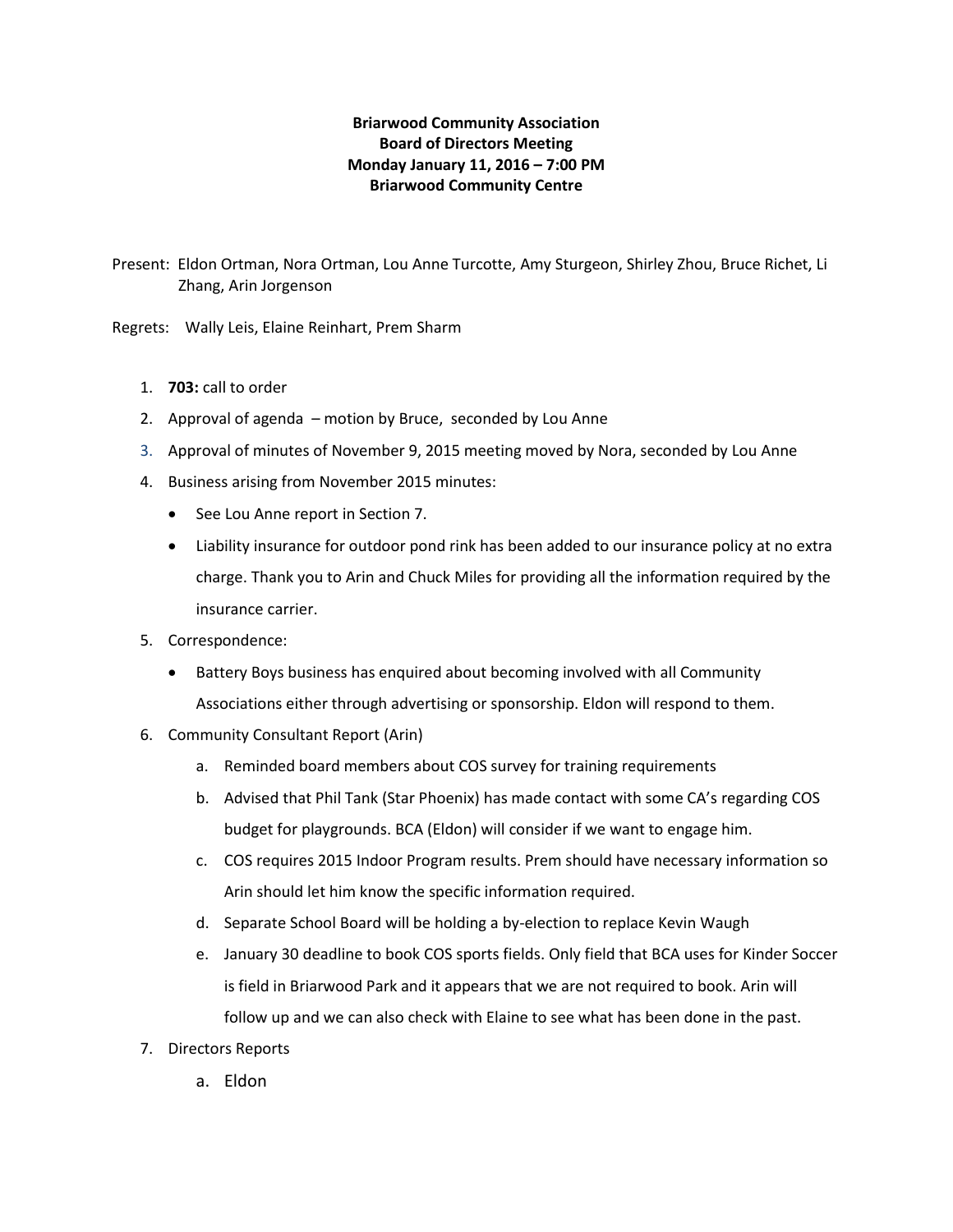**Briarwood Community Association**
**Board of Directors Meeting**
**Monday January 11, 2016 – 7:00 PM**
**Briarwood Community Centre**

Present: Eldon Ortman, Nora Ortman, Lou Anne Turcotte, Amy Sturgeon, Shirley Zhou, Bruce Richet, Li Zhang, Arin Jorgenson

Regrets: Wally Leis, Elaine Reinhart, Prem Sharm

1. **703:** call to order
2. Approval of agenda – motion by Bruce, seconded by Lou Anne
3. Approval of minutes of November 9, 2015 meeting moved by Nora, seconded by Lou Anne
4. Business arising from November 2015 minutes:
   - See Lou Anne report in Section 7.
   - Liability insurance for outdoor pond rink has been added to our insurance policy at no extra charge. Thank you to Arin and Chuck Miles for providing all the information required by the insurance carrier.
5. Correspondence:
   - Battery Boys business has enquired about becoming involved with all Community Associations either through advertising or sponsorship. Eldon will respond to them.
6. Community Consultant Report (Arin)
   a. Reminded board members about COS survey for training requirements
   b. Advised that Phil Tank (Star Phoenix) has made contact with some CA's regarding COS budget for playgrounds. BCA (Eldon) will consider if we want to engage him.
   c. COS requires 2015 Indoor Program results. Prem should have necessary information so Arin should let him know the specific information required.
   d. Separate School Board will be holding a by-election to replace Kevin Waugh
   e. January 30 deadline to book COS sports fields. Only field that BCA uses for Kinder Soccer is field in Briarwood Park and it appears that we are not required to book. Arin will follow up and we can also check with Elaine to see what has been done in the past.
7. Directors Reports
   a. Eldon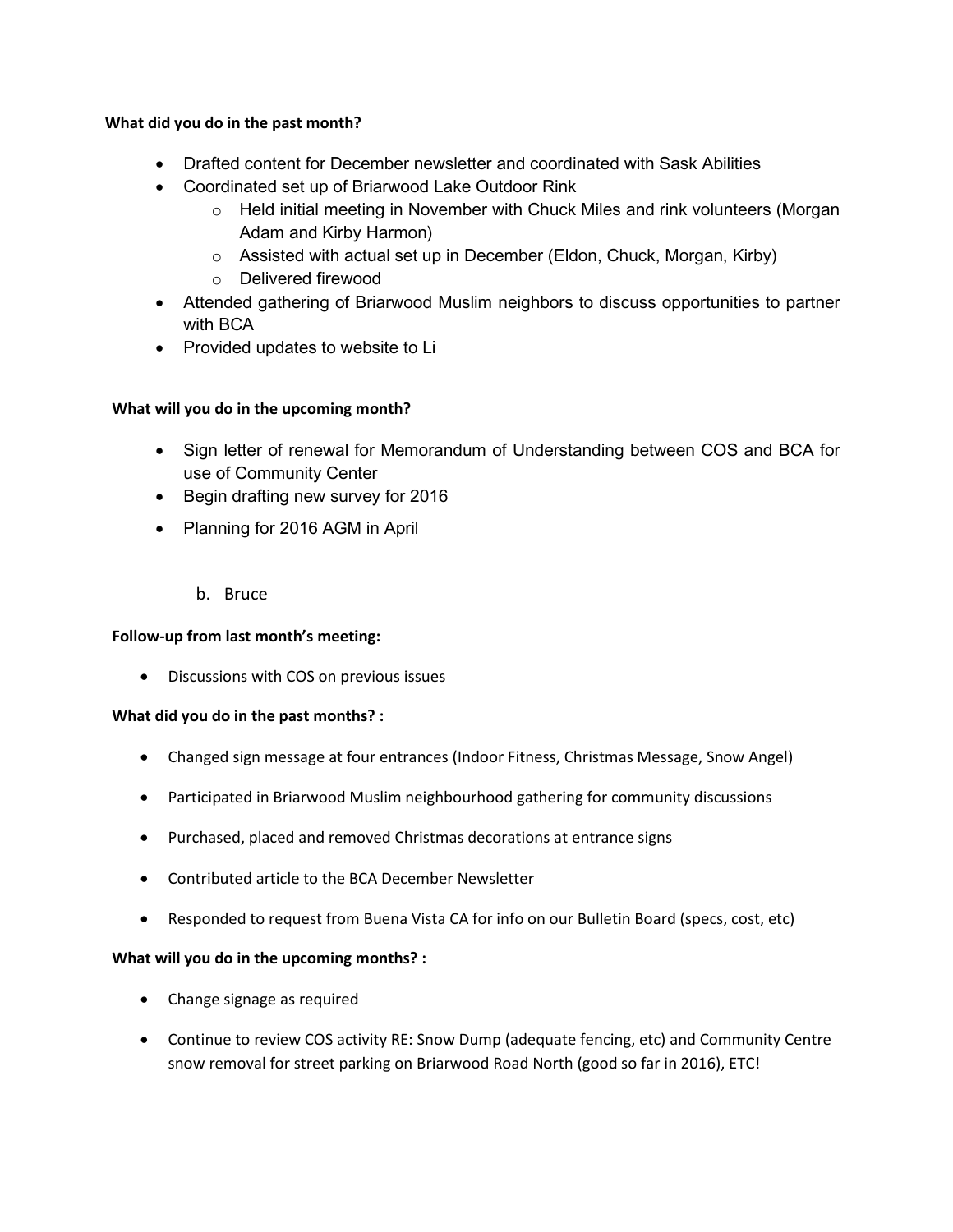**What did you do in the past month?**

- Drafted content for December newsletter and coordinated with Sask Abilities
- Coordinated set up of Briarwood Lake Outdoor Rink
  - Held initial meeting in November with Chuck Miles and rink volunteers (Morgan Adam and Kirby Harmon)
  - Assisted with actual set up in December (Eldon, Chuck, Morgan, Kirby)
  - Delivered firewood
- Attended gathering of Briarwood Muslim neighbors to discuss opportunities to partner with BCA
- Provided updates to website to Li

**What will you do in the upcoming month?**

- Sign letter of renewal for Memorandum of Understanding between COS and BCA for use of Community Center
- Begin drafting new survey for 2016
- Planning for 2016 AGM in April

b. Bruce

**Follow-up from last month's meeting:**

- Discussions with COS on previous issues

**What did you do in the past months? :**

- Changed sign message at four entrances (Indoor Fitness, Christmas Message, Snow Angel)
- Participated in Briarwood Muslim neighbourhood gathering for community discussions
- Purchased, placed and removed Christmas decorations at entrance signs
- Contributed article to the BCA December Newsletter
- Responded to request from Buena Vista CA for info on our Bulletin Board (specs, cost, etc)

**What will you do in the upcoming months? :**

- Change signage as required
- Continue to review COS activity RE: Snow Dump (adequate fencing, etc) and Community Centre snow removal for street parking on Briarwood Road North (good so far in 2016), ETC!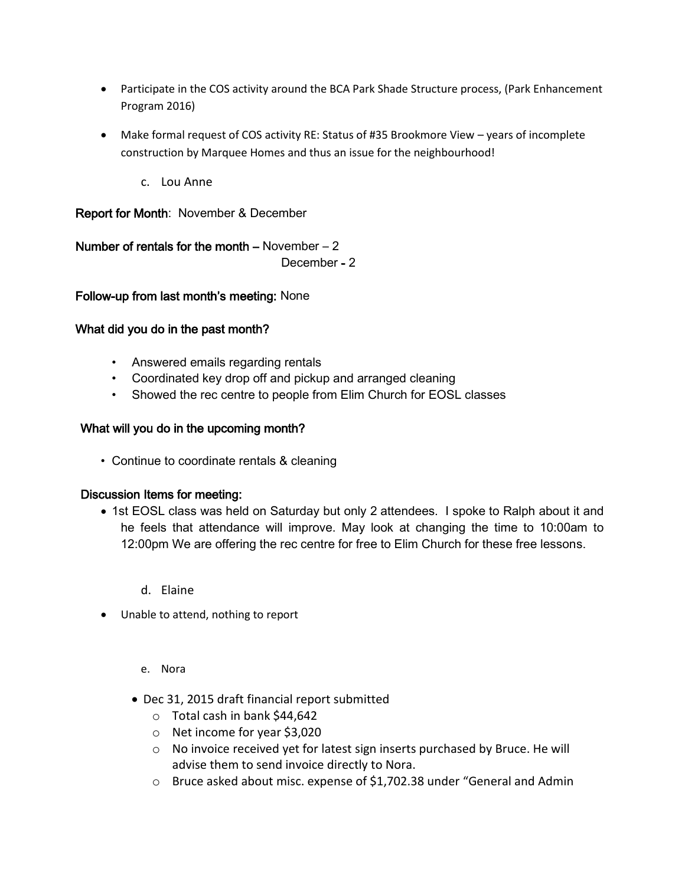- Participate in the COS activity around the BCA Park Shade Structure process, (Park Enhancement Program 2016)
- Make formal request of COS activity RE: Status of #35 Brookmore View – years of incomplete construction by Marquee Homes and thus an issue for the neighbourhood!

c. Lou Anne

**Report for Month**: November & December

**Number of rentals for the month –** November – 2
December - 2

**Follow-up from last month's meeting:** None

**What did you do in the past month?**

- Answered emails regarding rentals
- Coordinated key drop off and pickup and arranged cleaning
- Showed the rec centre to people from Elim Church for EOSL classes

**What will you do in the upcoming month?**

- Continue to coordinate rentals & cleaning

**Discussion Items for meeting:**

- 1st EOSL class was held on Saturday but only 2 attendees. I spoke to Ralph about it and he feels that attendance will improve. May look at changing the time to 10:00am to 12:00pm We are offering the rec centre for free to Elim Church for these free lessons.

d. Elaine

- Unable to attend, nothing to report

e. Nora

- Dec 31, 2015 draft financial report submitted
  - Total cash in bank $44,642
  - Net income for year $3,020
  - No invoice received yet for latest sign inserts purchased by Bruce. He will advise them to send invoice directly to Nora.
  - Bruce asked about misc. expense of $1,702.38 under "General and Admin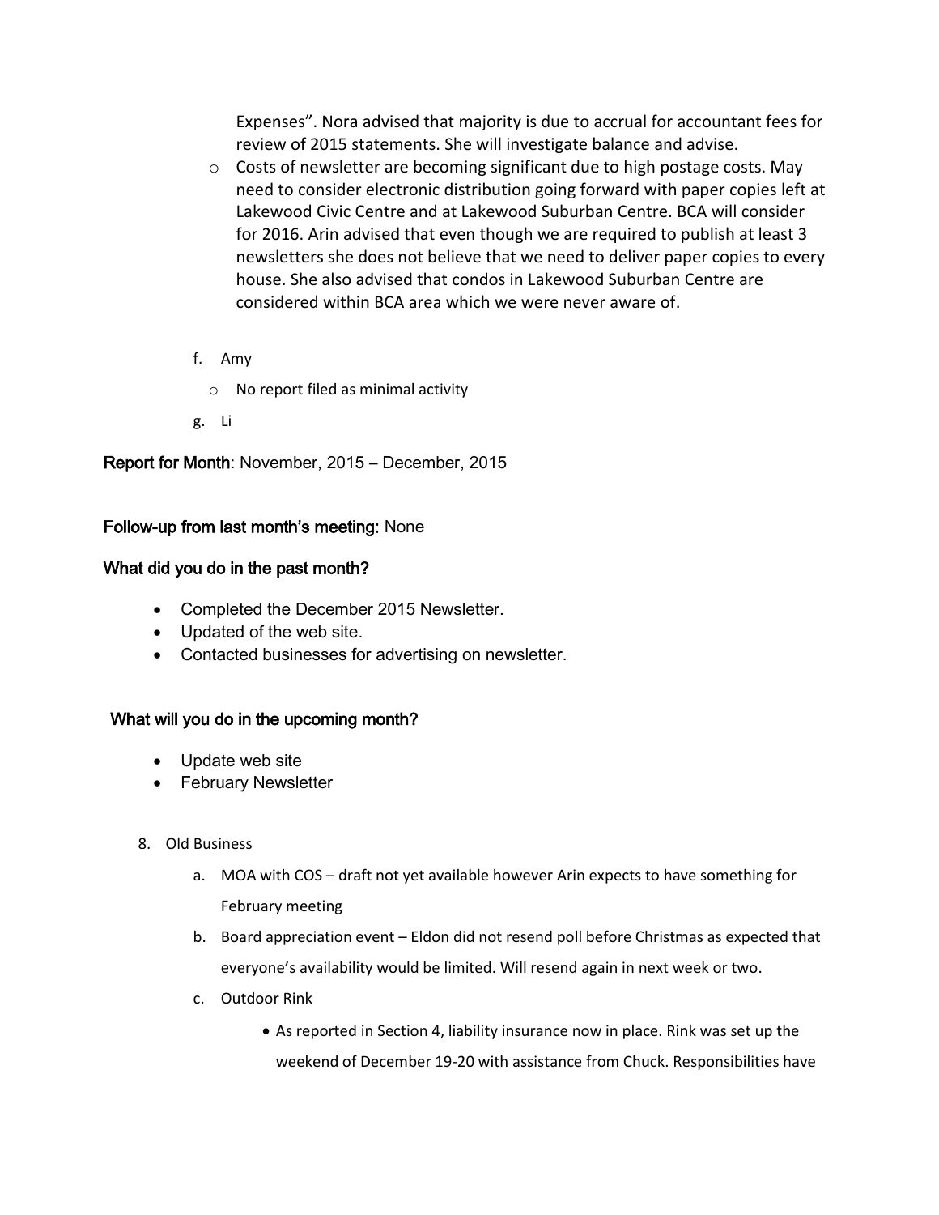Expenses". Nora advised that majority is due to accrual for accountant fees for review of 2015 statements. She will investigate balance and advise.

- Costs of newsletter are becoming significant due to high postage costs. May need to consider electronic distribution going forward with paper copies left at Lakewood Civic Centre and at Lakewood Suburban Centre. BCA will consider for 2016. Arin advised that even though we are required to publish at least 3 newsletters she does not believe that we need to deliver paper copies to every house. She also advised that condos in Lakewood Suburban Centre are considered within BCA area which we were never aware of.

f. Amy

- No report filed as minimal activity

g. Li

**Report for Month**: November, 2015 – December, 2015

**Follow-up from last month's meeting:** None

**What did you do in the past month?**

- Completed the December 2015 Newsletter.
- Updated of the web site.
- Contacted businesses for advertising on newsletter.

**What will you do in the upcoming month?**

- Update web site
- February Newsletter

8. Old Business

   a. MOA with COS – draft not yet available however Arin expects to have something for February meeting

   b. Board appreciation event – Eldon did not resend poll before Christmas as expected that everyone's availability would be limited. Will resend again in next week or two.

   c. Outdoor Rink

      - As reported in Section 4, liability insurance now in place. Rink was set up the weekend of December 19-20 with assistance from Chuck. Responsibilities have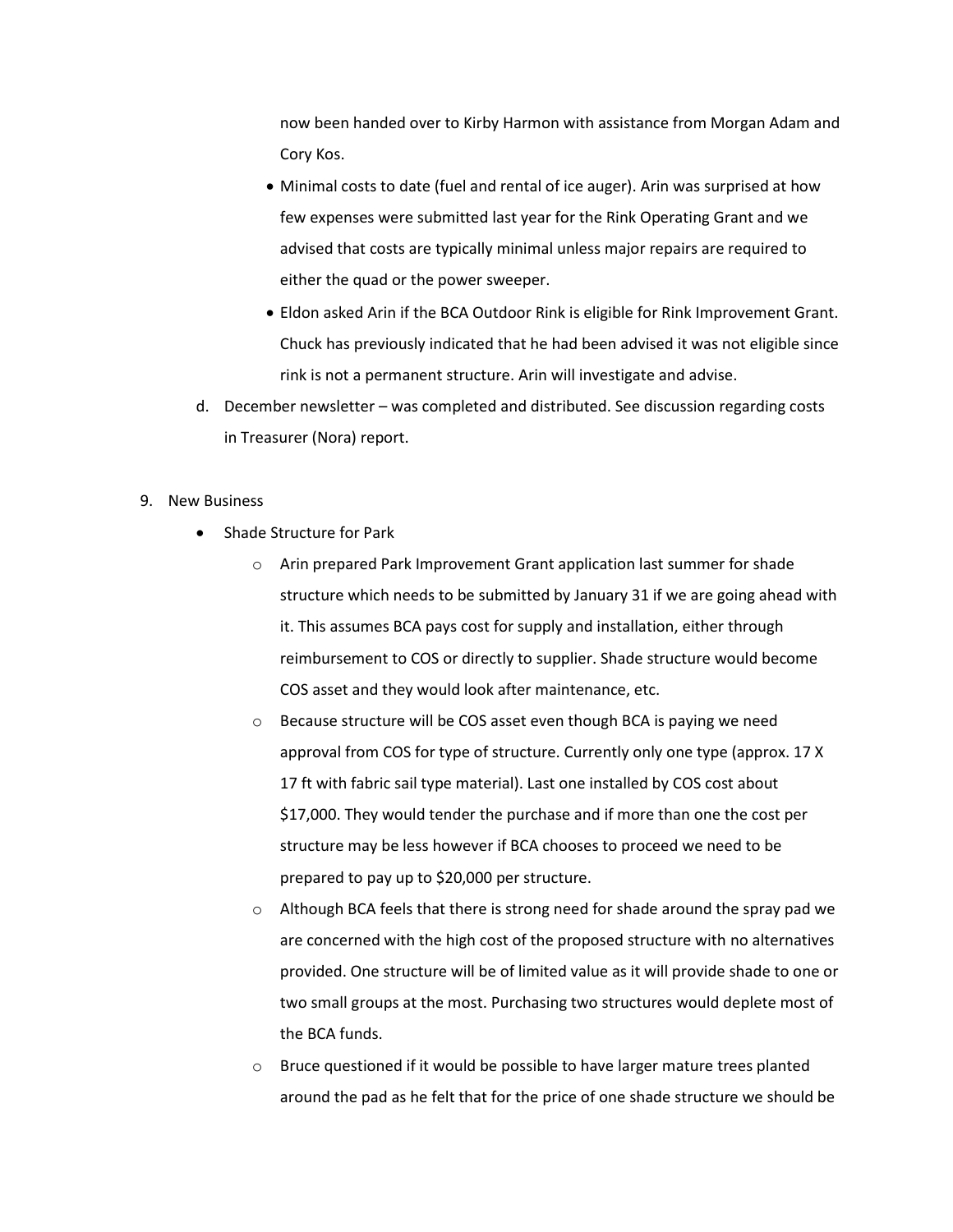now been handed over to Kirby Harmon with assistance from Morgan Adam and Cory Kos.

- Minimal costs to date (fuel and rental of ice auger). Arin was surprised at how few expenses were submitted last year for the Rink Operating Grant and we advised that costs are typically minimal unless major repairs are required to either the quad or the power sweeper.
- Eldon asked Arin if the BCA Outdoor Rink is eligible for Rink Improvement Grant. Chuck has previously indicated that he had been advised it was not eligible since rink is not a permanent structure. Arin will investigate and advise.

d. December newsletter – was completed and distributed. See discussion regarding costs in Treasurer (Nora) report.

9. New Business
   - Shade Structure for Park
     - Arin prepared Park Improvement Grant application last summer for shade structure which needs to be submitted by January 31 if we are going ahead with it. This assumes BCA pays cost for supply and installation, either through reimbursement to COS or directly to supplier. Shade structure would become COS asset and they would look after maintenance, etc.
     - Because structure will be COS asset even though BCA is paying we need approval from COS for type of structure. Currently only one type (approx. 17 X 17 ft with fabric sail type material). Last one installed by COS cost about $17,000. They would tender the purchase and if more than one the cost per structure may be less however if BCA chooses to proceed we need to be prepared to pay up to $20,000 per structure.
     - Although BCA feels that there is strong need for shade around the spray pad we are concerned with the high cost of the proposed structure with no alternatives provided. One structure will be of limited value as it will provide shade to one or two small groups at the most. Purchasing two structures would deplete most of the BCA funds.
     - Bruce questioned if it would be possible to have larger mature trees planted around the pad as he felt that for the price of one shade structure we should be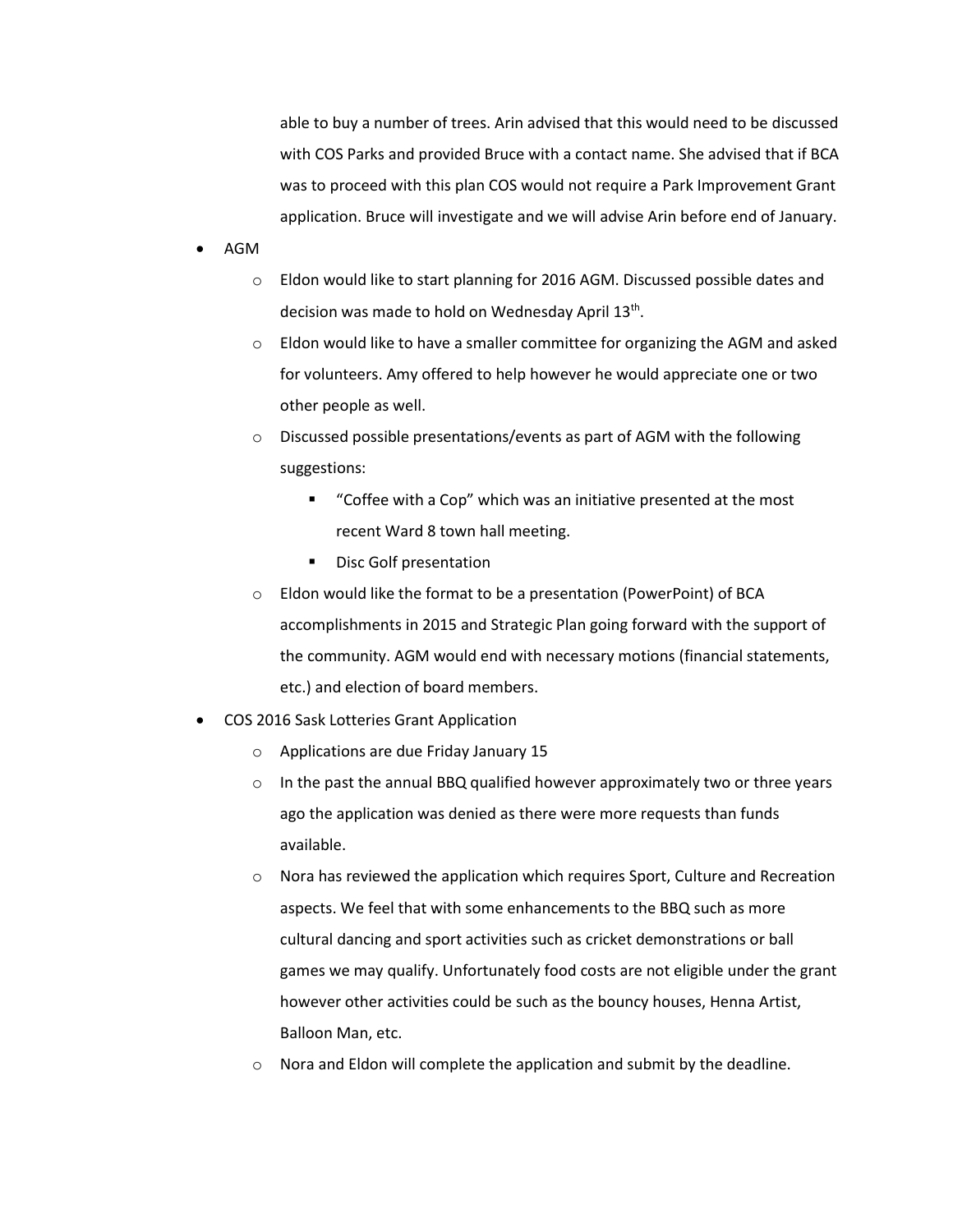able to buy a number of trees. Arin advised that this would need to be discussed with COS Parks and provided Bruce with a contact name. She advised that if BCA was to proceed with this plan COS would not require a Park Improvement Grant application. Bruce will investigate and we will advise Arin before end of January.

- AGM
  - Eldon would like to start planning for 2016 AGM. Discussed possible dates and decision was made to hold on Wednesday April 13th.
  - Eldon would like to have a smaller committee for organizing the AGM and asked for volunteers. Amy offered to help however he would appreciate one or two other people as well.
  - Discussed possible presentations/events as part of AGM with the following suggestions:
    - "Coffee with a Cop" which was an initiative presented at the most recent Ward 8 town hall meeting.
    - Disc Golf presentation
  - Eldon would like the format to be a presentation (PowerPoint) of BCA accomplishments in 2015 and Strategic Plan going forward with the support of the community. AGM would end with necessary motions (financial statements, etc.) and election of board members.
- COS 2016 Sask Lotteries Grant Application
  - Applications are due Friday January 15
  - In the past the annual BBQ qualified however approximately two or three years ago the application was denied as there were more requests than funds available.
  - Nora has reviewed the application which requires Sport, Culture and Recreation aspects. We feel that with some enhancements to the BBQ such as more cultural dancing and sport activities such as cricket demonstrations or ball games we may qualify. Unfortunately food costs are not eligible under the grant however other activities could be such as the bouncy houses, Henna Artist, Balloon Man, etc.
  - Nora and Eldon will complete the application and submit by the deadline.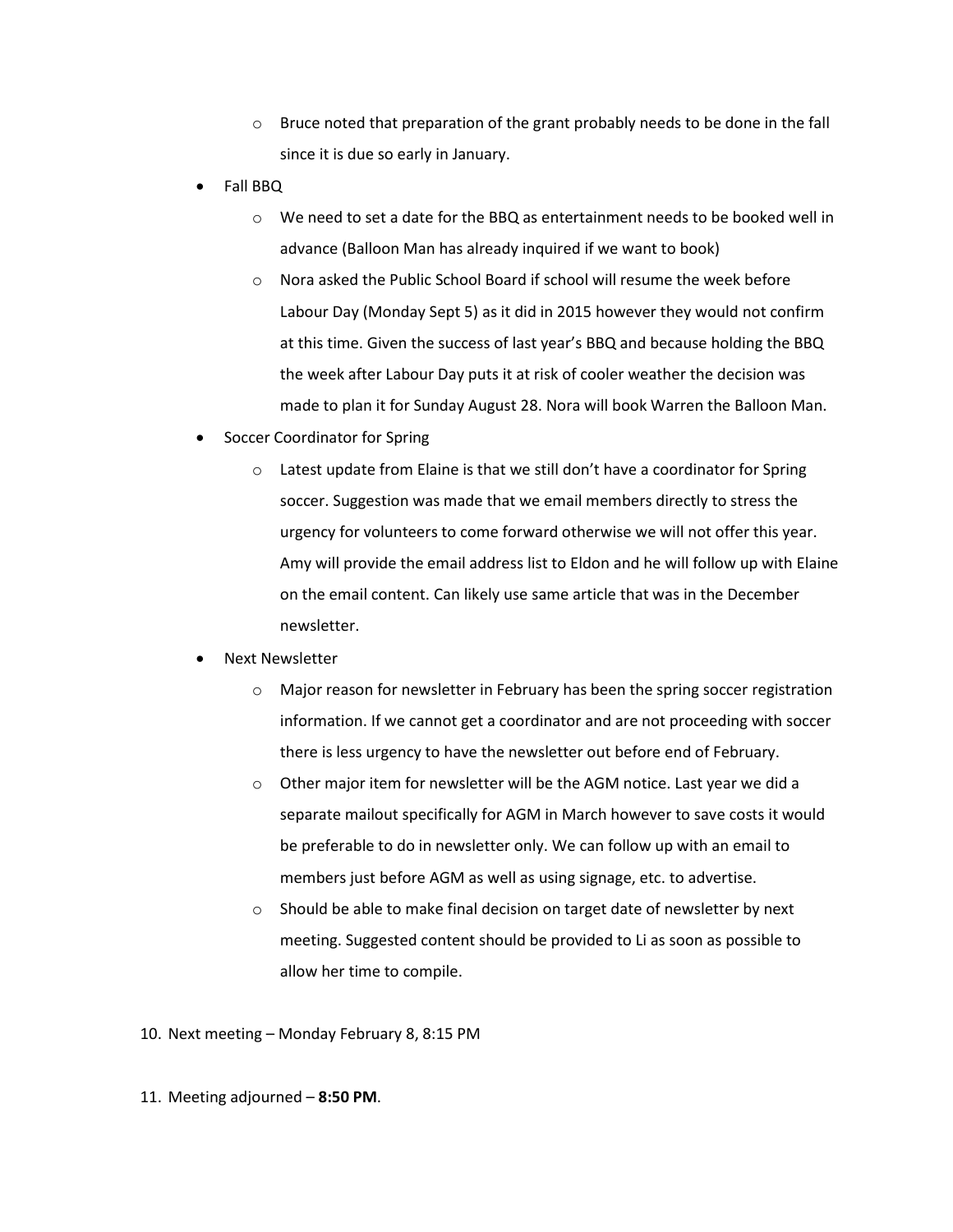- Bruce noted that preparation of the grant probably needs to be done in the fall since it is due so early in January.
- Fall BBQ
  - We need to set a date for the BBQ as entertainment needs to be booked well in advance (Balloon Man has already inquired if we want to book)
  - Nora asked the Public School Board if school will resume the week before Labour Day (Monday Sept 5) as it did in 2015 however they would not confirm at this time. Given the success of last year's BBQ and because holding the BBQ the week after Labour Day puts it at risk of cooler weather the decision was made to plan it for Sunday August 28. Nora will book Warren the Balloon Man.
- Soccer Coordinator for Spring
  - Latest update from Elaine is that we still don't have a coordinator for Spring soccer. Suggestion was made that we email members directly to stress the urgency for volunteers to come forward otherwise we will not offer this year. Amy will provide the email address list to Eldon and he will follow up with Elaine on the email content. Can likely use same article that was in the December newsletter.
- Next Newsletter
  - Major reason for newsletter in February has been the spring soccer registration information. If we cannot get a coordinator and are not proceeding with soccer there is less urgency to have the newsletter out before end of February.
  - Other major item for newsletter will be the AGM notice. Last year we did a separate mailout specifically for AGM in March however to save costs it would be preferable to do in newsletter only. We can follow up with an email to members just before AGM as well as using signage, etc. to advertise.
  - Should be able to make final decision on target date of newsletter by next meeting. Suggested content should be provided to Li as soon as possible to allow her time to compile.

10. Next meeting – Monday February 8, 8:15 PM

11. Meeting adjourned – **8:50 PM**.